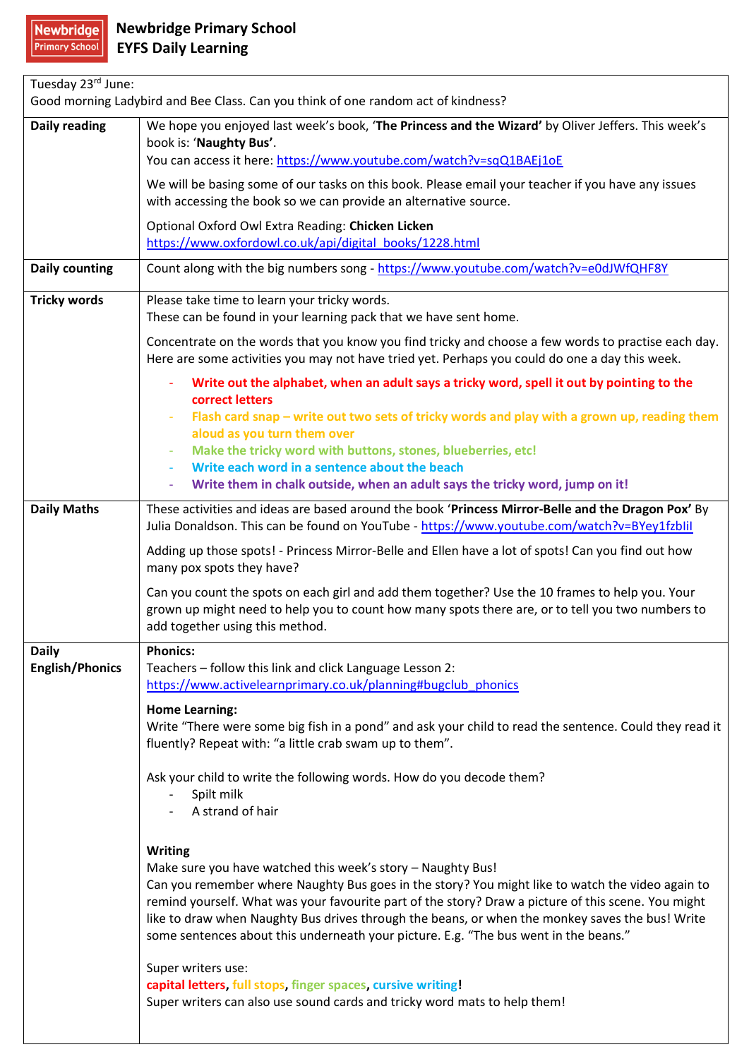# Newbridge Primary School
## EYFS Daily Learning

| | |
|---|---|
| Tuesday 23rd June:<br>Good morning Ladybird and Bee Class. Can you think of one random act of kindness? | |
| **Daily reading** | We hope you enjoyed last week's book, '**The Princess and the Wizard**' by Oliver Jeffers. This week's book is: '**Naughty Bus**'.<br>You can access it here: https://www.youtube.com/watch?v=sqQ1BAEj1oE<br><br>We will be basing some of our tasks on this book. Please email your teacher if you have any issues with accessing the book so we can provide an alternative source.<br><br>Optional Oxford Owl Extra Reading: **Chicken Licken**<br>https://www.oxfordowl.co.uk/api/digital_books/1228.html |
| **Daily counting** | Count along with the big numbers song - https://www.youtube.com/watch?v=e0dJWfQHF8Y |
| **Tricky words** | Please take time to learn your tricky words.<br>These can be found in your learning pack that we have sent home.<br><br>Concentrate on the words that you know you find tricky and choose a few words to practise each day. Here are some activities you may not have tried yet. Perhaps you could do one a day this week.<br><br>- **Write out the alphabet, when an adult says a tricky word, spell it out by pointing to the correct letters**<br>- **Flash card snap – write out two sets of tricky words and play with a grown up, reading them aloud as you turn them over**<br>- **Make the tricky word with buttons, stones, blueberries, etc!**<br>- **Write each word in a sentence about the beach**<br>- **Write them in chalk outside, when an adult says the tricky word, jump on it!** |
| **Daily Maths** | These activities and ideas are based around the book '**Princess Mirror-Belle and the Dragon Pox'** By Julia Donaldson. This can be found on YouTube - https://www.youtube.com/watch?v=BYey1fzbIiI<br><br>Adding up those spots! - Princess Mirror-Belle and Ellen have a lot of spots! Can you find out how many pox spots they have?<br><br>Can you count the spots on each girl and add them together? Use the 10 frames to help you. Your grown up might need to help you to count how many spots there are, or to tell you two numbers to add together using this method. |
| **Daily English/Phonics** | **Phonics:**<br>Teachers – follow this link and click Language Lesson 2:<br>https://www.activelearnprimary.co.uk/planning#bugclub_phonics<br><br>**Home Learning:**<br>Write "There were some big fish in a pond" and ask your child to read the sentence. Could they read it fluently? Repeat with: "a little crab swam up to them".<br><br>Ask your child to write the following words. How do you decode them?<br>- Spilt milk<br>- A strand of hair<br><br>**Writing**<br>Make sure you have watched this week's story – Naughty Bus!<br>Can you remember where Naughty Bus goes in the story? You might like to watch the video again to remind yourself. What was your favourite part of the story? Draw a picture of this scene. You might like to draw when Naughty Bus drives through the beans, or when the monkey saves the bus! Write some sentences about this underneath your picture. E.g. "The bus went in the beans."<br><br>Super writers use:<br>**capital letters**, **full stops**, **finger spaces**, **cursive writing**!<br>Super writers can also use sound cards and tricky word mats to help them! |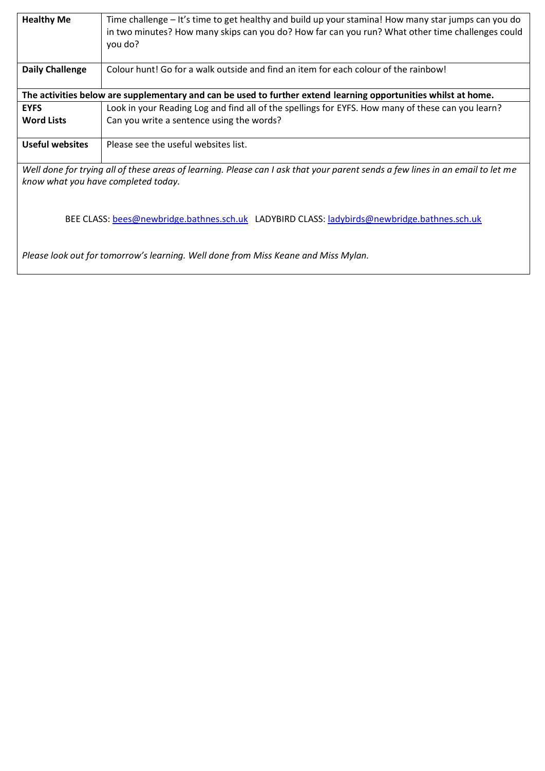| | |
|---|---|
| **Healthy Me** | Time challenge – It's time to get healthy and build up your stamina! How many star jumps can you do in two minutes? How many skips can you do? How far can you run? What other time challenges could you do? |
| **Daily Challenge** | Colour hunt! Go for a walk outside and find an item for each colour of the rainbow! |
| **The activities below are supplementary and can be used to further extend learning opportunities whilst at home.** | |
| **EYFS Word Lists** | Look in your Reading Log and find all of the spellings for EYFS. How many of these can you learn? Can you write a sentence using the words? |
| **Useful websites** | Please see the useful websites list. |

*Well done for trying all of these areas of learning. Please can I ask that your parent sends a few lines in an email to let me know what you have completed today.*

BEE CLASS: bees@newbridge.bathnes.sch.uk LADYBIRD CLASS: ladybirds@newbridge.bathnes.sch.uk

*Please look out for tomorrow's learning. Well done from Miss Keane and Miss Mylan.*